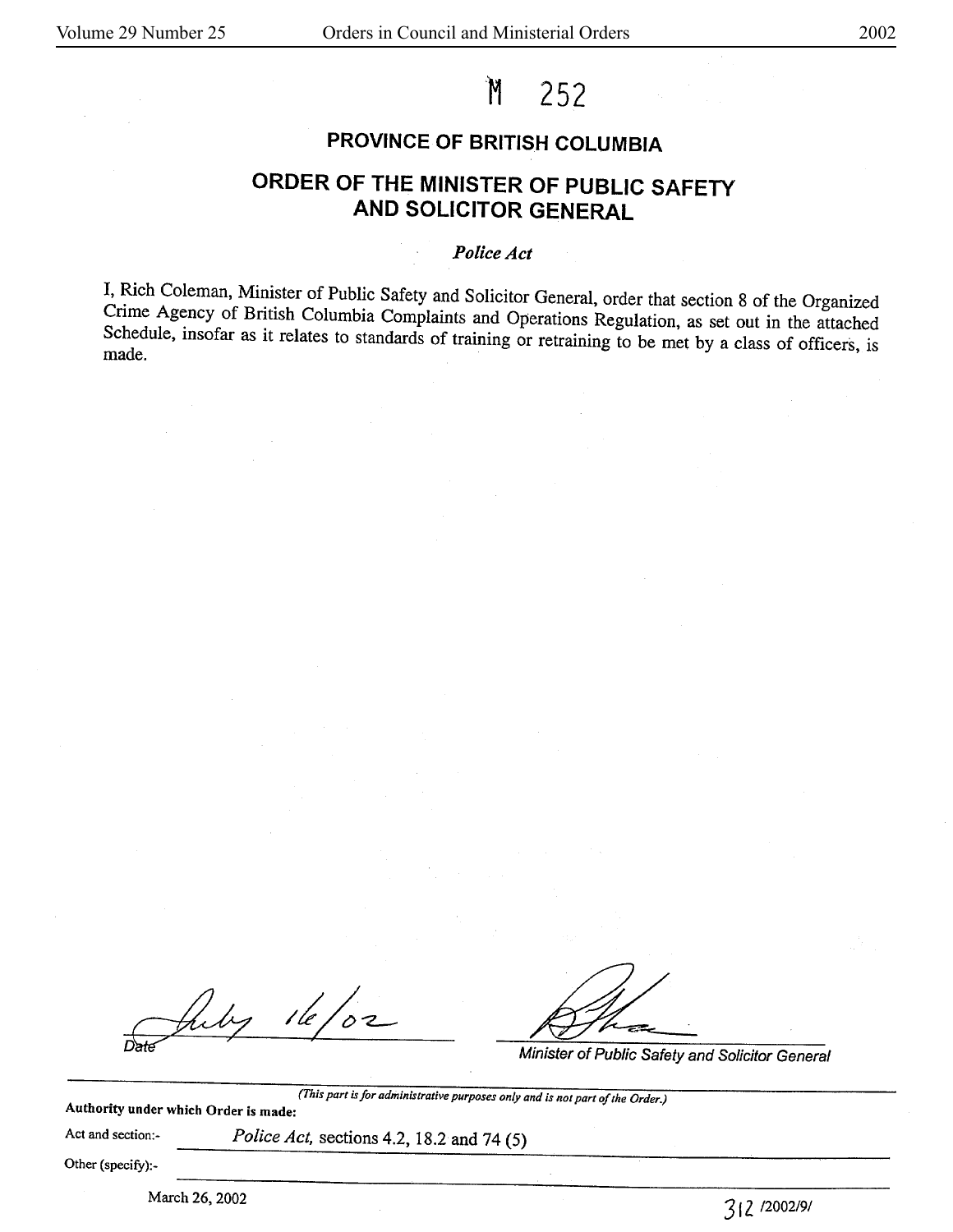M 252

## PROVINCE OF BRITISH COLUMBIA

## ORDER OF THE MINISTER OF PUBLIC SAFETY AND SOLICITOR GENERAL

*Police Act*

I, Rich Coleman, Minister of Public Safety and Solicitor General, order that section 8 of the Organized Crime Agency of British Columbia Complaints and Operations Regulation, as set out in the attached Schedule, insofar as it relates to standards of training or retraining to be met by a class of officers, is made.

July 16/02
Date

Minister of Public Safety and Solicitor General

*(This part is for administrative purposes only and is not part of the Order.)*

**Authority under which Order is made:**

Act and section:- *Police Act,* sections 4.2, 18.2 and 74 (5)

Other (specify):-

March 26, 2002

312 /2002/9/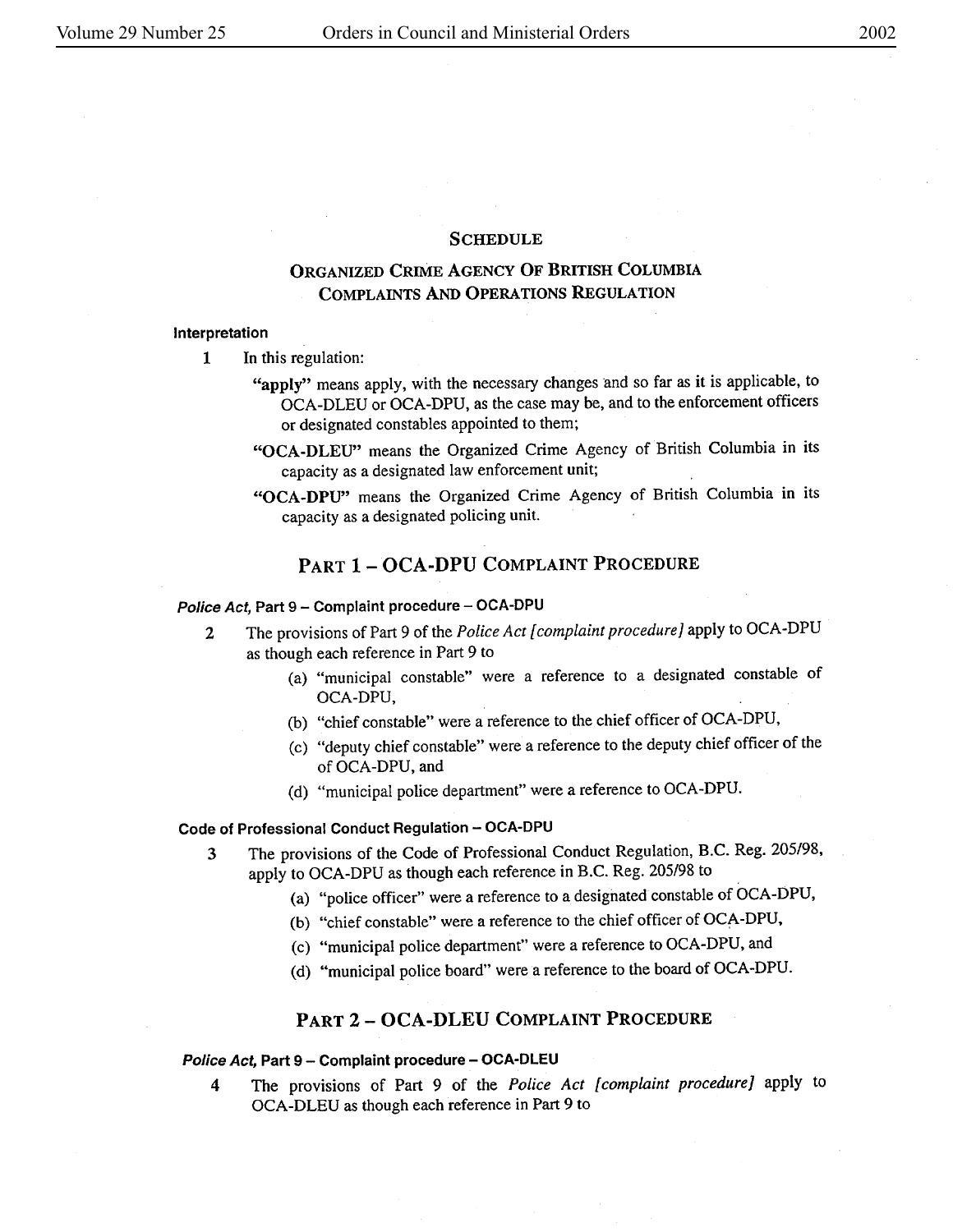## SCHEDULE

## ORGANIZED CRIME AGENCY OF BRITISH COLUMBIA COMPLAINTS AND OPERATIONS REGULATION

**Interpretation**

1 In this regulation:

**"apply"** means apply, with the necessary changes and so far as it is applicable, to OCA-DLEU or OCA-DPU, as the case may be, and to the enforcement officers or designated constables appointed to them;

**"OCA-DLEU"** means the Organized Crime Agency of British Columbia in its capacity as a designated law enforcement unit;

**"OCA-DPU"** means the Organized Crime Agency of British Columbia in its capacity as a designated policing unit.

## PART 1 – OCA-DPU COMPLAINT PROCEDURE

***Police Act*, Part 9 – Complaint procedure – OCA-DPU**

2 The provisions of Part 9 of the *Police Act [complaint procedure]* apply to OCA-DPU as though each reference in Part 9 to

(a) "municipal constable" were a reference to a designated constable of OCA-DPU,

(b) "chief constable" were a reference to the chief officer of OCA-DPU,

(c) "deputy chief constable" were a reference to the deputy chief officer of the of OCA-DPU, and

(d) "municipal police department" were a reference to OCA-DPU.

**Code of Professional Conduct Regulation – OCA-DPU**

3 The provisions of the Code of Professional Conduct Regulation, B.C. Reg. 205/98, apply to OCA-DPU as though each reference in B.C. Reg. 205/98 to

(a) "police officer" were a reference to a designated constable of OCA-DPU,

(b) "chief constable" were a reference to the chief officer of OCA-DPU,

(c) "municipal police department" were a reference to OCA-DPU, and

(d) "municipal police board" were a reference to the board of OCA-DPU.

## PART 2 – OCA-DLEU COMPLAINT PROCEDURE

***Police Act*, Part 9 – Complaint procedure – OCA-DLEU**

4 The provisions of Part 9 of the *Police Act [complaint procedure]* apply to OCA-DLEU as though each reference in Part 9 to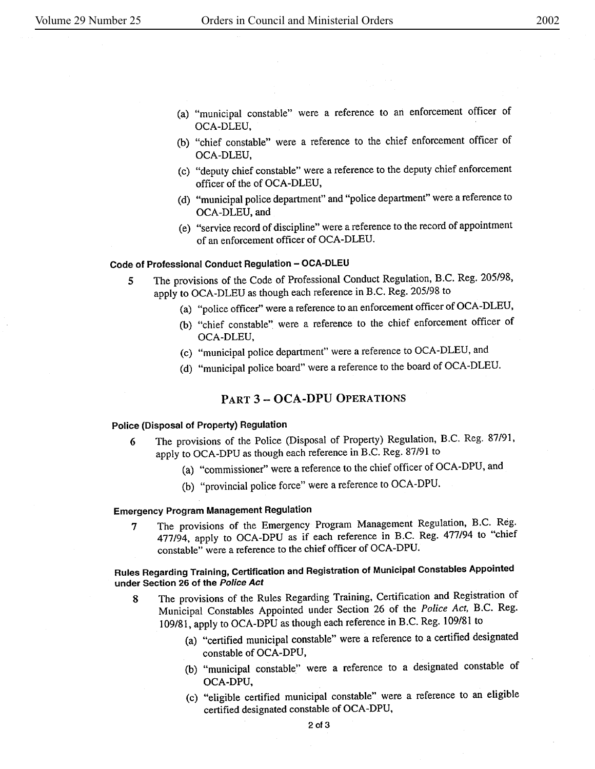(a) "municipal constable" were a reference to an enforcement officer of OCA-DLEU,

(b) "chief constable" were a reference to the chief enforcement officer of OCA-DLEU,

(c) "deputy chief constable" were a reference to the deputy chief enforcement officer of the of OCA-DLEU,

(d) "municipal police department" and "police department" were a reference to OCA-DLEU, and

(e) "service record of discipline" were a reference to the record of appointment of an enforcement officer of OCA-DLEU.

#### Code of Professional Conduct Regulation – OCA-DLEU

5 The provisions of the Code of Professional Conduct Regulation, B.C. Reg. 205/98, apply to OCA-DLEU as though each reference in B.C. Reg. 205/98 to

(a) "police officer" were a reference to an enforcement officer of OCA-DLEU,

(b) "chief constable" were a reference to the chief enforcement officer of OCA-DLEU,

(c) "municipal police department" were a reference to OCA-DLEU, and

(d) "municipal police board" were a reference to the board of OCA-DLEU.

## PART 3 – OCA-DPU OPERATIONS

#### Police (Disposal of Property) Regulation

6 The provisions of the Police (Disposal of Property) Regulation, B.C. Reg. 87/91, apply to OCA-DPU as though each reference in B.C. Reg. 87/91 to

(a) "commissioner" were a reference to the chief officer of OCA-DPU, and

(b) "provincial police force" were a reference to OCA-DPU.

#### Emergency Program Management Regulation

7 The provisions of the Emergency Program Management Regulation, B.C. Reg. 477/94, apply to OCA-DPU as if each reference in B.C. Reg. 477/94 to "chief constable" were a reference to the chief officer of OCA-DPU.

#### Rules Regarding Training, Certification and Registration of Municipal Constables Appointed under Section 26 of the *Police Act*

8 The provisions of the Rules Regarding Training, Certification and Registration of Municipal Constables Appointed under Section 26 of the *Police Act*, B.C. Reg. 109/81, apply to OCA-DPU as though each reference in B.C. Reg. 109/81 to

(a) "certified municipal constable" were a reference to a certified designated constable of OCA-DPU,

(b) "municipal constable" were a reference to a designated constable of OCA-DPU,

(c) "eligible certified municipal constable" were a reference to an eligible certified designated constable of OCA-DPU,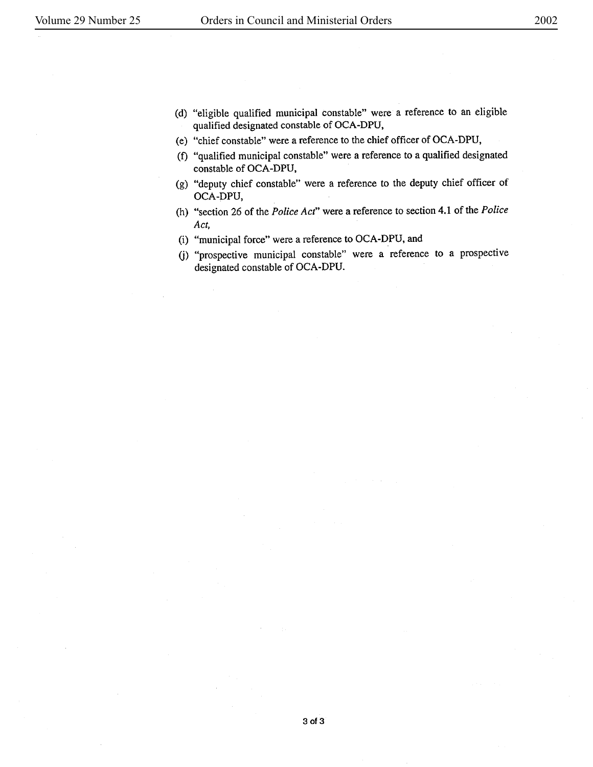(d) "eligible qualified municipal constable" were a reference to an eligible qualified designated constable of OCA-DPU,

(e) "chief constable" were a reference to the chief officer of OCA-DPU,

(f) "qualified municipal constable" were a reference to a qualified designated constable of OCA-DPU,

(g) "deputy chief constable" were a reference to the deputy chief officer of OCA-DPU,

(h) "section 26 of the *Police Act*" were a reference to section 4.1 of the *Police Act*,

(i) "municipal force" were a reference to OCA-DPU, and

(j) "prospective municipal constable" were a reference to a prospective designated constable of OCA-DPU.